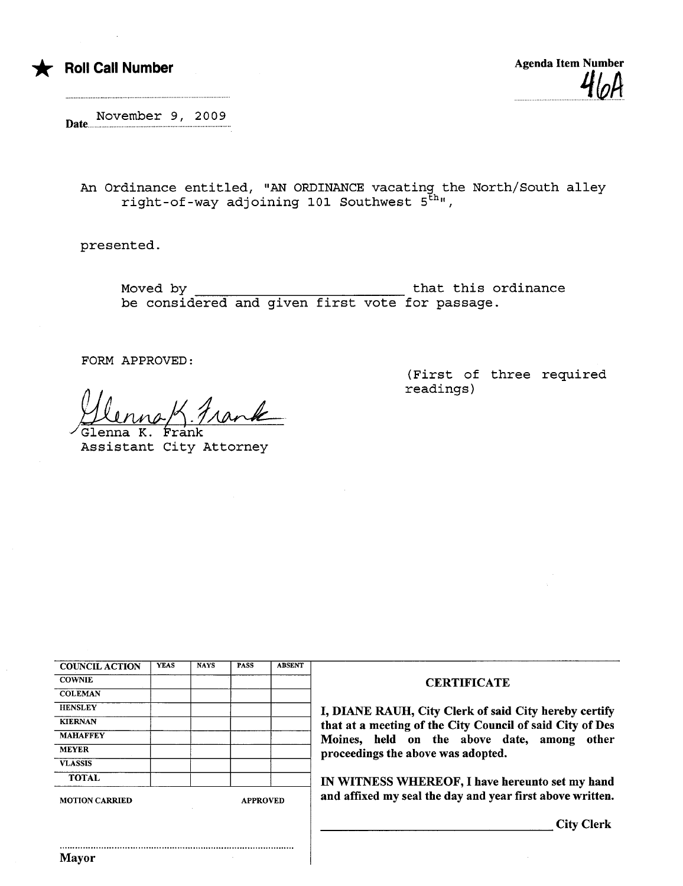★ **Roll Call Number**

**Agenda Item Number**
46A

Date November 9, 2009

An Ordinance entitled, "AN ORDINANCE vacating the North/South alley right-of-way adjoining 101 Southwest 5th",

presented.

Moved by ________________________ that this ordinance be considered and given first vote for passage.

FORM APPROVED:

(First of three required readings)

Glenna K. Frank
Assistant City Attorney

| COUNCIL ACTION | YEAS | NAYS | PASS | ABSENT |
| --- | --- | --- | --- | --- |
| COWNIE | | | | |
| COLEMAN | | | | |
| HENSLEY | | | | |
| KIERNAN | | | | |
| MAHAFFEY | | | | |
| MEYER | | | | |
| VLASSIS | | | | |
| TOTAL | | | | |

MOTION CARRIED APPROVED

Mayor

**CERTIFICATE**

**I, DIANE RAUH, City Clerk of said City hereby certify that at a meeting of the City Council of said City of Des Moines, held on the above date, among other proceedings the above was adopted.**

**IN WITNESS WHEREOF, I have hereunto set my hand and affixed my seal the day and year first above written.**

________________________ **City Clerk**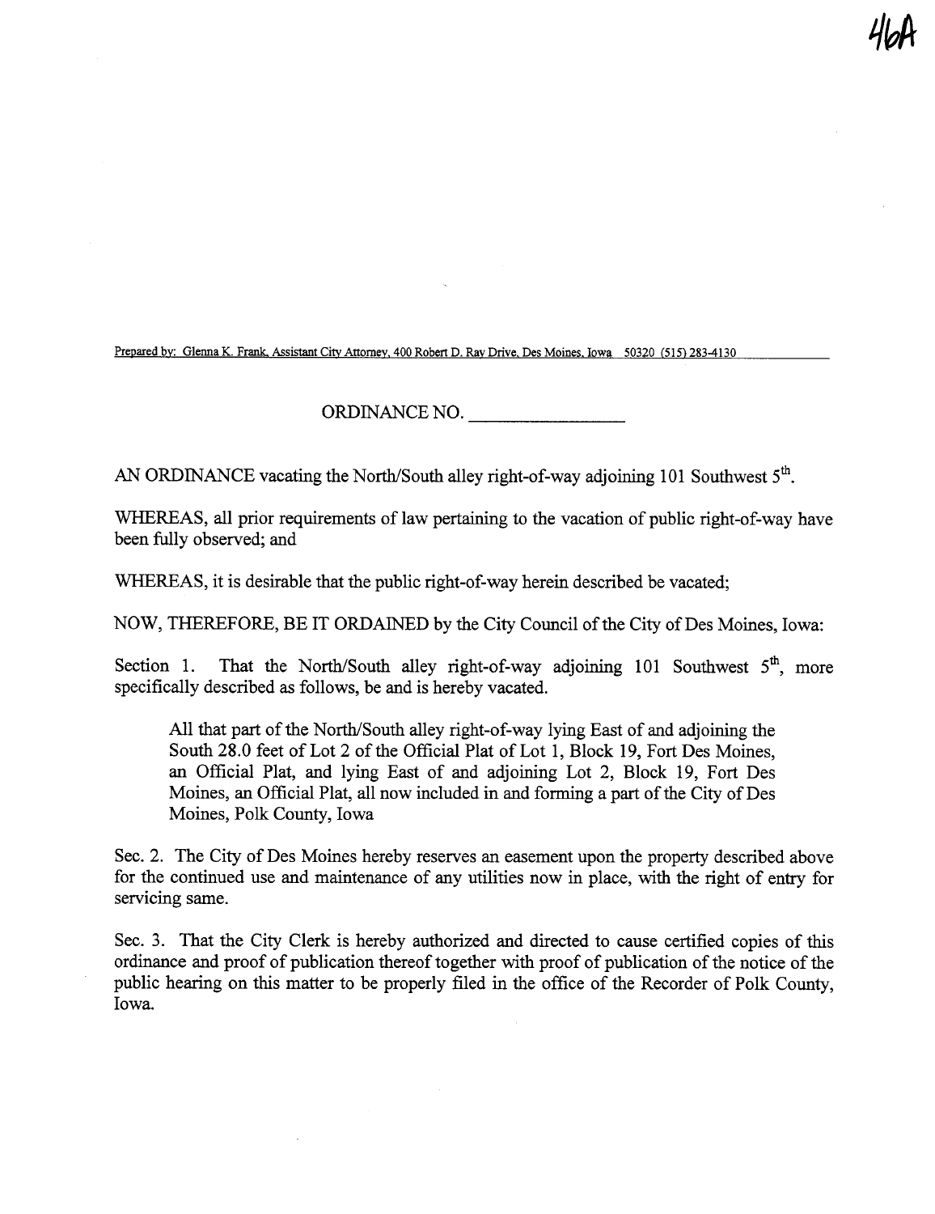46A

Prepared by: Glenna K. Frank, Assistant City Attorney, 400 Robert D. Ray Drive, Des Moines, Iowa 50320 (515) 283-4130

ORDINANCE NO. \_\_\_\_\_\_\_\_\_\_\_\_\_\_\_\_

AN ORDINANCE vacating the North/South alley right-of-way adjoining 101 Southwest 5th.

WHEREAS, all prior requirements of law pertaining to the vacation of public right-of-way have been fully observed; and

WHEREAS, it is desirable that the public right-of-way herein described be vacated;

NOW, THEREFORE, BE IT ORDAINED by the City Council of the City of Des Moines, Iowa:

Section 1. That the North/South alley right-of-way adjoining 101 Southwest 5th, more specifically described as follows, be and is hereby vacated.

> All that part of the North/South alley right-of-way lying East of and adjoining the South 28.0 feet of Lot 2 of the Official Plat of Lot 1, Block 19, Fort Des Moines, an Official Plat, and lying East of and adjoining Lot 2, Block 19, Fort Des Moines, an Official Plat, all now included in and forming a part of the City of Des Moines, Polk County, Iowa

Sec. 2. The City of Des Moines hereby reserves an easement upon the property described above for the continued use and maintenance of any utilities now in place, with the right of entry for servicing same.

Sec. 3. That the City Clerk is hereby authorized and directed to cause certified copies of this ordinance and proof of publication thereof together with proof of publication of the notice of the public hearing on this matter to be properly filed in the office of the Recorder of Polk County, Iowa.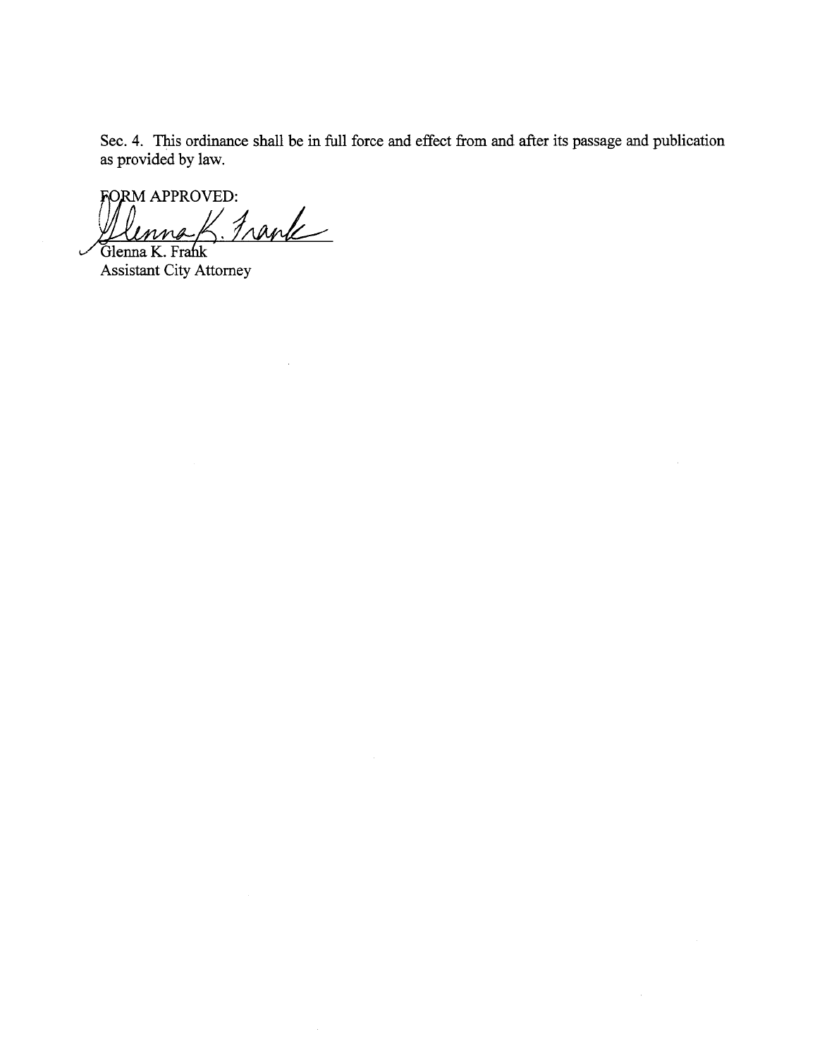Sec. 4. This ordinance shall be in full force and effect from and after its passage and publication as provided by law.

FORM APPROVED:

Glenna K. Frank
Assistant City Attorney